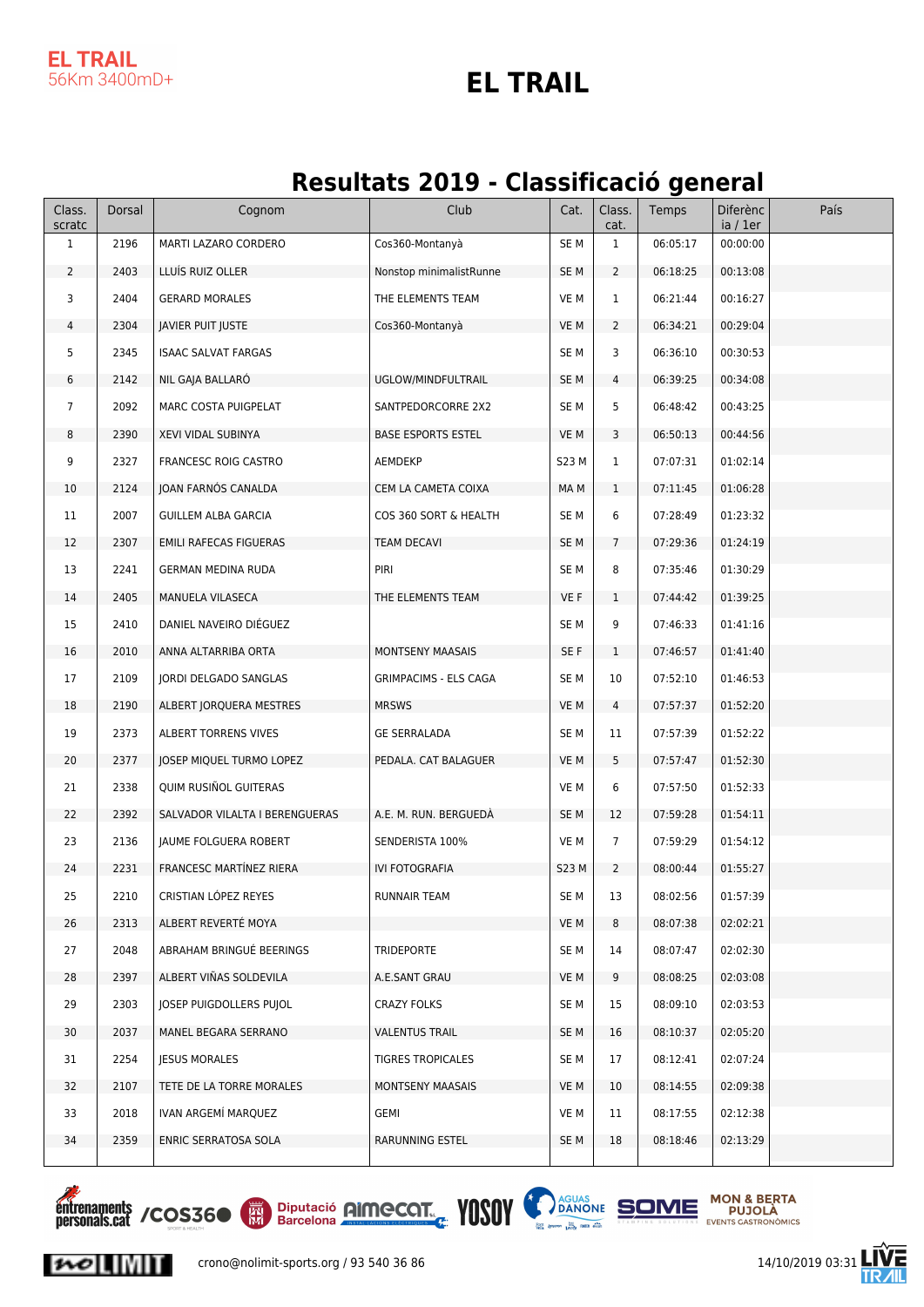EL TRAIL
56Km 3400mD+

# EL TRAIL

## Resultats 2019 - Classificació general

| Class. scratc | Dorsal | Cognom | Club | Cat. | Class. cat. | Temps | Diferència / 1er | País |
|---|---|---|---|---|---|---|---|---|
| 1 | 2196 | MARTI LAZARO CORDERO | Cos360-Montanyà | SE M | 1 | 06:05:17 | 00:00:00 | |
| 2 | 2403 | LLUÍS RUIZ OLLER | Nonstop minimalistRunne | SE M | 2 | 06:18:25 | 00:13:08 | |
| 3 | 2404 | GERARD MORALES | THE ELEMENTS TEAM | VE M | 1 | 06:21:44 | 00:16:27 | |
| 4 | 2304 | JAVIER PUIT JUSTE | Cos360-Montanyà | VE M | 2 | 06:34:21 | 00:29:04 | |
| 5 | 2345 | ISAAC SALVAT FARGAS | | SE M | 3 | 06:36:10 | 00:30:53 | |
| 6 | 2142 | NIL GAJA BALLARÓ | UGLOW/MINDFULTRAIL | SE M | 4 | 06:39:25 | 00:34:08 | |
| 7 | 2092 | MARC COSTA PUIGPELAT | SANTPEDORCORRE 2X2 | SE M | 5 | 06:48:42 | 00:43:25 | |
| 8 | 2390 | XEVI VIDAL SUBINYA | BASE ESPORTS ESTEL | VE M | 3 | 06:50:13 | 00:44:56 | |
| 9 | 2327 | FRANCESC ROIG CASTRO | AEMDEKP | S23 M | 1 | 07:07:31 | 01:02:14 | |
| 10 | 2124 | JOAN FARNÓS CANALDA | CEM LA CAMETA COIXA | MA M | 1 | 07:11:45 | 01:06:28 | |
| 11 | 2007 | GUILLEM ALBA GARCIA | COS 360 SORT & HEALTH | SE M | 6 | 07:28:49 | 01:23:32 | |
| 12 | 2307 | EMILI RAFECAS FIGUERAS | TEAM DECAVI | SE M | 7 | 07:29:36 | 01:24:19 | |
| 13 | 2241 | GERMAN MEDINA RUDA | PIRI | SE M | 8 | 07:35:46 | 01:30:29 | |
| 14 | 2405 | MANUELA VILASECA | THE ELEMENTS TEAM | VE F | 1 | 07:44:42 | 01:39:25 | |
| 15 | 2410 | DANIEL NAVEIRO DIÉGUEZ | | SE M | 9 | 07:46:33 | 01:41:16 | |
| 16 | 2010 | ANNA ALTARRIBA ORTA | MONTSENY MAASAIS | SE F | 1 | 07:46:57 | 01:41:40 | |
| 17 | 2109 | JORDI DELGADO SANGLAS | GRIMPACIMS - ELS CAGA | SE M | 10 | 07:52:10 | 01:46:53 | |
| 18 | 2190 | ALBERT JORQUERA MESTRES | MRSWS | VE M | 4 | 07:57:37 | 01:52:20 | |
| 19 | 2373 | ALBERT TORRENS VIVES | GE SERRALADA | SE M | 11 | 07:57:39 | 01:52:22 | |
| 20 | 2377 | JOSEP MIQUEL TURMO LOPEZ | PEDALA. CAT BALAGUER | VE M | 5 | 07:57:47 | 01:52:30 | |
| 21 | 2338 | QUIM RUSIÑOL GUITERAS | | VE M | 6 | 07:57:50 | 01:52:33 | |
| 22 | 2392 | SALVADOR VILALTA I BERENGUERAS | A.E. M. RUN. BERGUEDÀ | SE M | 12 | 07:59:28 | 01:54:11 | |
| 23 | 2136 | JAUME FOLGUERA ROBERT | SENDERISTA 100% | VE M | 7 | 07:59:29 | 01:54:12 | |
| 24 | 2231 | FRANCESC MARTÍNEZ RIERA | IVI FOTOGRAFIA | S23 M | 2 | 08:00:44 | 01:55:27 | |
| 25 | 2210 | CRISTIAN LÓPEZ REYES | RUNNAIR TEAM | SE M | 13 | 08:02:56 | 01:57:39 | |
| 26 | 2313 | ALBERT REVERTÉ MOYA | | VE M | 8 | 08:07:38 | 02:02:21 | |
| 27 | 2048 | ABRAHAM BRINGUÉ BEERINGS | TRIDEPORTE | SE M | 14 | 08:07:47 | 02:02:30 | |
| 28 | 2397 | ALBERT VIÑAS SOLDEVILA | A.E.SANT GRAU | VE M | 9 | 08:08:25 | 02:03:08 | |
| 29 | 2303 | JOSEP PUIGDOLLERS PUJOL | CRAZY FOLKS | SE M | 15 | 08:09:10 | 02:03:53 | |
| 30 | 2037 | MANEL BEGARA SERRANO | VALENTUS TRAIL | SE M | 16 | 08:10:37 | 02:05:20 | |
| 31 | 2254 | JESUS MORALES | TIGRES TROPICALES | SE M | 17 | 08:12:41 | 02:07:24 | |
| 32 | 2107 | TETE DE LA TORRE MORALES | MONTSENY MAASAIS | VE M | 10 | 08:14:55 | 02:09:38 | |
| 33 | 2018 | IVAN ARGEMÍ MARQUEZ | GEMI | VE M | 11 | 08:17:55 | 02:12:38 | |
| 34 | 2359 | ENRIC SERRATOSA SOLA | RARUNNING ESTEL | SE M | 18 | 08:18:46 | 02:13:29 | |

crono@nolimit-sports.org / 93 540 36 86

14/10/2019 03:31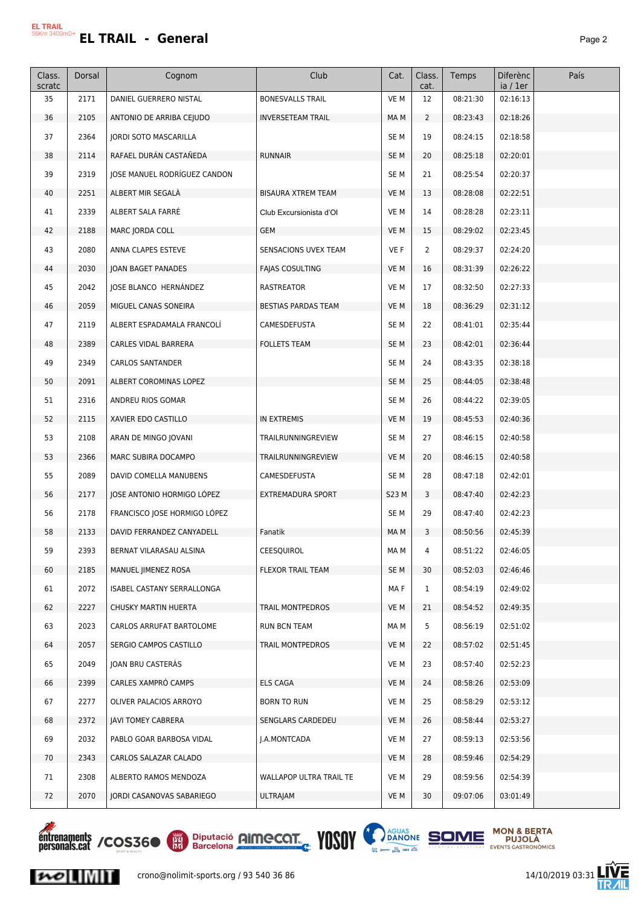# EL TRAIL - General

| Class. scratc | Dorsal | Cognom | Club | Cat. | Class. cat. | Temps | Diferència / 1er | País |
|---|---|---|---|---|---|---|---|---|
| 35 | 2171 | DANIEL GUERRERO NISTAL | BONESVALLS TRAIL | VE M | 12 | 08:21:30 | 02:16:13 | |
| 36 | 2105 | ANTONIO DE ARRIBA CEJUDO | INVERSETEAM TRAIL | MA M | 2 | 08:23:43 | 02:18:26 | |
| 37 | 2364 | JORDI SOTO MASCARILLA | | SE M | 19 | 08:24:15 | 02:18:58 | |
| 38 | 2114 | RAFAEL DURÁN CASTAÑEDA | RUNNAIR | SE M | 20 | 08:25:18 | 02:20:01 | |
| 39 | 2319 | JOSE MANUEL RODRÍGUEZ CANDON | | SE M | 21 | 08:25:54 | 02:20:37 | |
| 40 | 2251 | ALBERT MIR SEGALÀ | BISAURA XTREM TEAM | VE M | 13 | 08:28:08 | 02:22:51 | |
| 41 | 2339 | ALBERT SALA FARRÉ | Club Excursionista d'Ol | VE M | 14 | 08:28:28 | 02:23:11 | |
| 42 | 2188 | MARC JORDA COLL | GEM | VE M | 15 | 08:29:02 | 02:23:45 | |
| 43 | 2080 | ANNA CLAPES ESTEVE | SENSACIONS UVEX TEAM | VE F | 2 | 08:29:37 | 02:24:20 | |
| 44 | 2030 | JOAN BAGET PANADES | FAJAS COSULTING | VE M | 16 | 08:31:39 | 02:26:22 | |
| 45 | 2042 | JOSE BLANCO HERNÁNDEZ | RASTREATOR | VE M | 17 | 08:32:50 | 02:27:33 | |
| 46 | 2059 | MIGUEL CANAS SONEIRA | BESTIAS PARDAS TEAM | VE M | 18 | 08:36:29 | 02:31:12 | |
| 47 | 2119 | ALBERT ESPADAMALA FRANCOLÍ | CAMESDEFUSTA | SE M | 22 | 08:41:01 | 02:35:44 | |
| 48 | 2389 | CARLES VIDAL BARRERA | FOLLETS TEAM | SE M | 23 | 08:42:01 | 02:36:44 | |
| 49 | 2349 | CARLOS SANTANDER | | SE M | 24 | 08:43:35 | 02:38:18 | |
| 50 | 2091 | ALBERT COROMINAS LOPEZ | | SE M | 25 | 08:44:05 | 02:38:48 | |
| 51 | 2316 | ANDREU RIOS GOMAR | | SE M | 26 | 08:44:22 | 02:39:05 | |
| 52 | 2115 | XAVIER EDO CASTILLO | IN EXTREMIS | VE M | 19 | 08:45:53 | 02:40:36 | |
| 53 | 2108 | ARAN DE MINGO JOVANI | TRAILRUNNINGREVIEW | SE M | 27 | 08:46:15 | 02:40:58 | |
| 53 | 2366 | MARC SUBIRA DOCAMPO | TRAILRUNNINGREVIEW | VE M | 20 | 08:46:15 | 02:40:58 | |
| 55 | 2089 | DAVID COMELLA MANUBENS | CAMESDEFUSTA | SE M | 28 | 08:47:18 | 02:42:01 | |
| 56 | 2177 | JOSE ANTONIO HORMIGO LÓPEZ | EXTREMADURA SPORT | S23 M | 3 | 08:47:40 | 02:42:23 | |
| 56 | 2178 | FRANCISCO JOSE HORMIGO LÓPEZ | | SE M | 29 | 08:47:40 | 02:42:23 | |
| 58 | 2133 | DAVID FERRANDEZ CANYADELL | Fanatik | MA M | 3 | 08:50:56 | 02:45:39 | |
| 59 | 2393 | BERNAT VILARASAU ALSINA | CEESQUIROL | MA M | 4 | 08:51:22 | 02:46:05 | |
| 60 | 2185 | MANUEL JIMENEZ ROSA | FLEXOR TRAIL TEAM | SE M | 30 | 08:52:03 | 02:46:46 | |
| 61 | 2072 | ISABEL CASTANY SERRALLONGA | | MA F | 1 | 08:54:19 | 02:49:02 | |
| 62 | 2227 | CHUSKY MARTIN HUERTA | TRAIL MONTPEDROS | VE M | 21 | 08:54:52 | 02:49:35 | |
| 63 | 2023 | CARLOS ARRUFAT BARTOLOME | RUN BCN TEAM | MA M | 5 | 08:56:19 | 02:51:02 | |
| 64 | 2057 | SERGIO CAMPOS CASTILLO | TRAIL MONTPEDROS | VE M | 22 | 08:57:02 | 02:51:45 | |
| 65 | 2049 | JOAN BRU CASTERÀS | | VE M | 23 | 08:57:40 | 02:52:23 | |
| 66 | 2399 | CARLES XAMPRÓ CAMPS | ELS CAGA | VE M | 24 | 08:58:26 | 02:53:09 | |
| 67 | 2277 | OLIVER PALACIOS ARROYO | BORN TO RUN | VE M | 25 | 08:58:29 | 02:53:12 | |
| 68 | 2372 | JAVI TOMEY CABRERA | SENGLARS CARDEDEU | VE M | 26 | 08:58:44 | 02:53:27 | |
| 69 | 2032 | PABLO GOAR BARBOSA VIDAL | J.A.MONTCADA | VE M | 27 | 08:59:13 | 02:53:56 | |
| 70 | 2343 | CARLOS SALAZAR CALADO | | VE M | 28 | 08:59:46 | 02:54:29 | |
| 71 | 2308 | ALBERTO RAMOS MENDOZA | WALLAPOP ULTRA TRAIL TE | VE M | 29 | 08:59:56 | 02:54:39 | |
| 72 | 2070 | JORDI CASANOVAS SABARIEGO | ULTRAJAM | VE M | 30 | 09:07:06 | 03:01:49 | |

crono@nolimit-sports.org / 93 540 36 86

14/10/2019 03:31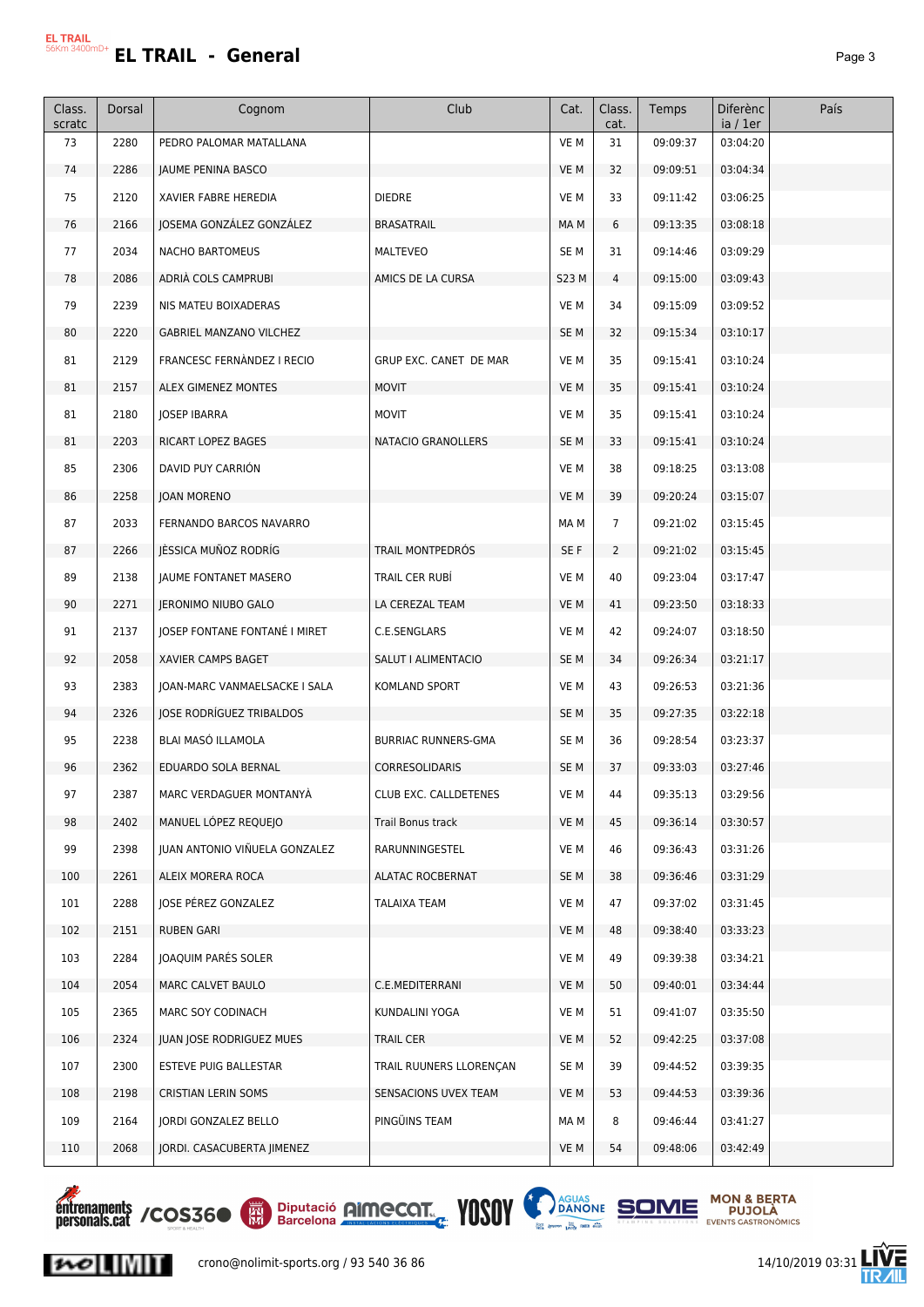# EL TRAIL - General

| Class. scratc | Dorsal | Cognom | Club | Cat. | Class. cat. | Temps | Diferència / 1er | País |
|---|---|---|---|---|---|---|---|---|
| 73 | 2280 | PEDRO PALOMAR MATALLANA | | VE M | 31 | 09:09:37 | 03:04:20 | |
| 74 | 2286 | JAUME PENINA BASCO | | VE M | 32 | 09:09:51 | 03:04:34 | |
| 75 | 2120 | XAVIER FABRE HEREDIA | DIEDRE | VE M | 33 | 09:11:42 | 03:06:25 | |
| 76 | 2166 | JOSEMA GONZÁLEZ GONZÁLEZ | BRASATRAIL | MA M | 6 | 09:13:35 | 03:08:18 | |
| 77 | 2034 | NACHO BARTOMEUS | MALTEVEO | SE M | 31 | 09:14:46 | 03:09:29 | |
| 78 | 2086 | ADRIÀ COLS CAMPRUBI | AMICS DE LA CURSA | S23 M | 4 | 09:15:00 | 03:09:43 | |
| 79 | 2239 | NIS MATEU BOIXADERAS | | VE M | 34 | 09:15:09 | 03:09:52 | |
| 80 | 2220 | GABRIEL MANZANO VILCHEZ | | SE M | 32 | 09:15:34 | 03:10:17 | |
| 81 | 2129 | FRANCESC FERNÀNDEZ I RECIO | GRUP EXC. CANET DE MAR | VE M | 35 | 09:15:41 | 03:10:24 | |
| 81 | 2157 | ALEX GIMENEZ MONTES | MOVIT | VE M | 35 | 09:15:41 | 03:10:24 | |
| 81 | 2180 | JOSEP IBARRA | MOVIT | VE M | 35 | 09:15:41 | 03:10:24 | |
| 81 | 2203 | RICART LOPEZ BAGES | NATACIO GRANOLLERS | SE M | 33 | 09:15:41 | 03:10:24 | |
| 85 | 2306 | DAVID PUY CARRIÓN | | VE M | 38 | 09:18:25 | 03:13:08 | |
| 86 | 2258 | JOAN MORENO | | VE M | 39 | 09:20:24 | 03:15:07 | |
| 87 | 2033 | FERNANDO BARCOS NAVARRO | | MA M | 7 | 09:21:02 | 03:15:45 | |
| 87 | 2266 | JÈSSICA MUÑOZ RODRÍG | TRAIL MONTPEDRÓS | SE F | 2 | 09:21:02 | 03:15:45 | |
| 89 | 2138 | JAUME FONTANET MASERO | TRAIL CER RUBÍ | VE M | 40 | 09:23:04 | 03:17:47 | |
| 90 | 2271 | JERONIMO NIUBO GALO | LA CEREZAL TEAM | VE M | 41 | 09:23:50 | 03:18:33 | |
| 91 | 2137 | JOSEP FONTANE FONTANÉ I MIRET | C.E.SENGLARS | VE M | 42 | 09:24:07 | 03:18:50 | |
| 92 | 2058 | XAVIER CAMPS BAGET | SALUT I ALIMENTACIO | SE M | 34 | 09:26:34 | 03:21:17 | |
| 93 | 2383 | JOAN-MARC VANMAELSACKE I SALA | KOMLAND SPORT | VE M | 43 | 09:26:53 | 03:21:36 | |
| 94 | 2326 | JOSE RODRÍGUEZ TRIBALDOS | | SE M | 35 | 09:27:35 | 03:22:18 | |
| 95 | 2238 | BLAI MASÓ ILLAMOLA | BURRIAC RUNNERS-GMA | SE M | 36 | 09:28:54 | 03:23:37 | |
| 96 | 2362 | EDUARDO SOLA BERNAL | CORRESOLIDARIS | SE M | 37 | 09:33:03 | 03:27:46 | |
| 97 | 2387 | MARC VERDAGUER MONTANYÀ | CLUB EXC. CALLDETENES | VE M | 44 | 09:35:13 | 03:29:56 | |
| 98 | 2402 | MANUEL LÓPEZ REQUEJO | Trail Bonus track | VE M | 45 | 09:36:14 | 03:30:57 | |
| 99 | 2398 | JUAN ANTONIO VIÑUELA GONZALEZ | RARUNNINGESTEL | VE M | 46 | 09:36:43 | 03:31:26 | |
| 100 | 2261 | ALEIX MORERA ROCA | ALATAC ROCBERNAT | SE M | 38 | 09:36:46 | 03:31:29 | |
| 101 | 2288 | JOSE PÉREZ GONZALEZ | TALAIXA TEAM | VE M | 47 | 09:37:02 | 03:31:45 | |
| 102 | 2151 | RUBEN GARI | | VE M | 48 | 09:38:40 | 03:33:23 | |
| 103 | 2284 | JOAQUIM PARÉS SOLER | | VE M | 49 | 09:39:38 | 03:34:21 | |
| 104 | 2054 | MARC CALVET BAULO | C.E.MEDITERRANI | VE M | 50 | 09:40:01 | 03:34:44 | |
| 105 | 2365 | MARC SOY CODINACH | KUNDALINI YOGA | VE M | 51 | 09:41:07 | 03:35:50 | |
| 106 | 2324 | JUAN JOSE RODRIGUEZ MUES | TRAIL CER | VE M | 52 | 09:42:25 | 03:37:08 | |
| 107 | 2300 | ESTEVE PUIG BALLESTAR | TRAIL RUUNERS LLORENÇAN | SE M | 39 | 09:44:52 | 03:39:35 | |
| 108 | 2198 | CRISTIAN LERIN SOMS | SENSACIONS UVEX TEAM | VE M | 53 | 09:44:53 | 03:39:36 | |
| 109 | 2164 | JORDI GONZALEZ BELLO | PINGÜINS TEAM | MA M | 8 | 09:46:44 | 03:41:27 | |
| 110 | 2068 | JORDI. CASACUBERTA JIMENEZ | | VE M | 54 | 09:48:06 | 03:42:49 | |

crono@nolimit-sports.org / 93 540 36 86 — 14/10/2019 03:31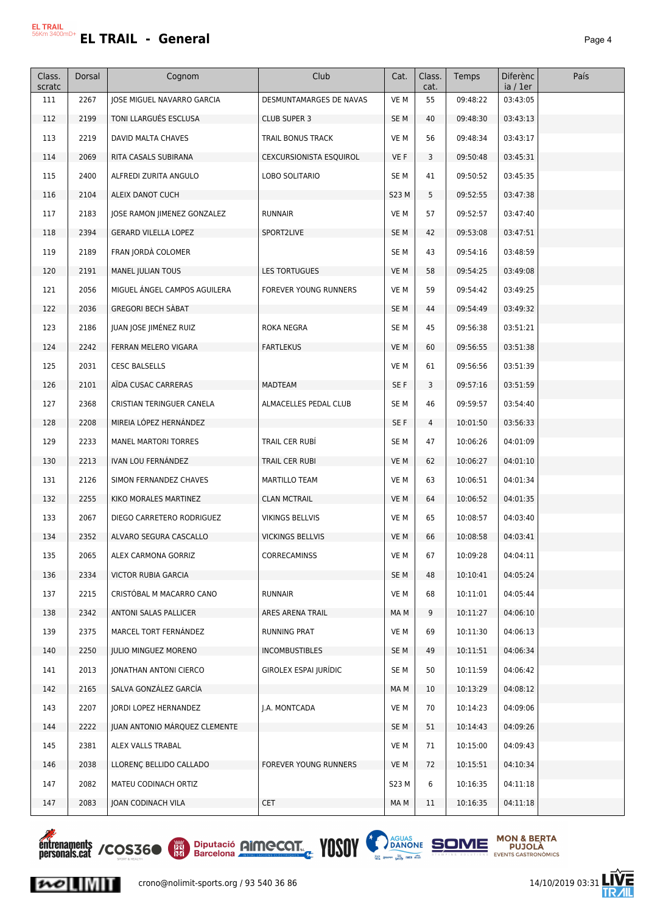# EL TRAIL - General

| Class. scratc | Dorsal | Cognom | Club | Cat. | Class. cat. | Temps | Diferència / 1er | País |
|---|---|---|---|---|---|---|---|---|
| 111 | 2267 | JOSE MIGUEL NAVARRO GARCIA | DESMUNTAMARGES DE NAVAS | VE M | 55 | 09:48:22 | 03:43:05 | |
| 112 | 2199 | TONI LLARGUÉS ESCLUSA | CLUB SUPER 3 | SE M | 40 | 09:48:30 | 03:43:13 | |
| 113 | 2219 | DAVID MALTA CHAVES | TRAIL BONUS TRACK | VE M | 56 | 09:48:34 | 03:43:17 | |
| 114 | 2069 | RITA CASALS SUBIRANA | CEXCURSIONISTA ESQUIROL | VE F | 3 | 09:50:48 | 03:45:31 | |
| 115 | 2400 | ALFREDI ZURITA ANGULO | LOBO SOLITARIO | SE M | 41 | 09:50:52 | 03:45:35 | |
| 116 | 2104 | ALEIX DANOT CUCH | | S23 M | 5 | 09:52:55 | 03:47:38 | |
| 117 | 2183 | JOSE RAMON JIMENEZ GONZALEZ | RUNNAIR | VE M | 57 | 09:52:57 | 03:47:40 | |
| 118 | 2394 | GERARD VILELLA LOPEZ | SPORT2LIVE | SE M | 42 | 09:53:08 | 03:47:51 | |
| 119 | 2189 | FRAN JORDÀ COLOMER | | SE M | 43 | 09:54:16 | 03:48:59 | |
| 120 | 2191 | MANEL JULIAN TOUS | LES TORTUGUES | VE M | 58 | 09:54:25 | 03:49:08 | |
| 121 | 2056 | MIGUEL ÁNGEL CAMPOS AGUILERA | FOREVER YOUNG RUNNERS | VE M | 59 | 09:54:42 | 03:49:25 | |
| 122 | 2036 | GREGORI BECH SÀBAT | | SE M | 44 | 09:54:49 | 03:49:32 | |
| 123 | 2186 | JUAN JOSE JIMÉNEZ RUIZ | ROKA NEGRA | SE M | 45 | 09:56:38 | 03:51:21 | |
| 124 | 2242 | FERRAN MELERO VIGARA | FARTLEKUS | VE M | 60 | 09:56:55 | 03:51:38 | |
| 125 | 2031 | CESC BALSELLS | | VE M | 61 | 09:56:56 | 03:51:39 | |
| 126 | 2101 | AÏDA CUSAC CARRERAS | MADTEAM | SE F | 3 | 09:57:16 | 03:51:59 | |
| 127 | 2368 | CRISTIAN TERINGUER CANELA | ALMACELLES PEDAL CLUB | SE M | 46 | 09:59:57 | 03:54:40 | |
| 128 | 2208 | MIREIA LÓPEZ HERNÁNDEZ | | SE F | 4 | 10:01:50 | 03:56:33 | |
| 129 | 2233 | MANEL MARTORI TORRES | TRAIL CER RUBÍ | SE M | 47 | 10:06:26 | 04:01:09 | |
| 130 | 2213 | IVAN LOU FERNÁNDEZ | TRAIL CER RUBI | VE M | 62 | 10:06:27 | 04:01:10 | |
| 131 | 2126 | SIMON FERNANDEZ CHAVES | MARTILLO TEAM | VE M | 63 | 10:06:51 | 04:01:34 | |
| 132 | 2255 | KIKO MORALES MARTINEZ | CLAN MCTRAIL | VE M | 64 | 10:06:52 | 04:01:35 | |
| 133 | 2067 | DIEGO CARRETERO RODRIGUEZ | VIKINGS BELLVIS | VE M | 65 | 10:08:57 | 04:03:40 | |
| 134 | 2352 | ALVARO SEGURA CASCALLO | VICKINGS BELLVIS | VE M | 66 | 10:08:58 | 04:03:41 | |
| 135 | 2065 | ALEX CARMONA GORRIZ | CORRECAMINSS | VE M | 67 | 10:09:28 | 04:04:11 | |
| 136 | 2334 | VICTOR RUBIA GARCIA | | SE M | 48 | 10:10:41 | 04:05:24 | |
| 137 | 2215 | CRISTÓBAL M MACARRO CANO | RUNNAIR | VE M | 68 | 10:11:01 | 04:05:44 | |
| 138 | 2342 | ANTONI SALAS PALLICER | ARES ARENA TRAIL | MA M | 9 | 10:11:27 | 04:06:10 | |
| 139 | 2375 | MARCEL TORT FERNÁNDEZ | RUNNING PRAT | VE M | 69 | 10:11:30 | 04:06:13 | |
| 140 | 2250 | JULIO MINGUEZ MORENO | INCOMBUSTIBLES | SE M | 49 | 10:11:51 | 04:06:34 | |
| 141 | 2013 | JONATHAN ANTONI CIERCO | GIROLEX ESPAI JURÍDIC | SE M | 50 | 10:11:59 | 04:06:42 | |
| 142 | 2165 | SALVA GONZÁLEZ GARCÍA | | MA M | 10 | 10:13:29 | 04:08:12 | |
| 143 | 2207 | JORDI LOPEZ HERNANDEZ | J.A. MONTCADA | VE M | 70 | 10:14:23 | 04:09:06 | |
| 144 | 2222 | JUAN ANTONIO MÁRQUEZ CLEMENTE | | SE M | 51 | 10:14:43 | 04:09:26 | |
| 145 | 2381 | ALEX VALLS TRABAL | | VE M | 71 | 10:15:00 | 04:09:43 | |
| 146 | 2038 | LLORENÇ BELLIDO CALLADO | FOREVER YOUNG RUNNERS | VE M | 72 | 10:15:51 | 04:10:34 | |
| 147 | 2082 | MATEU CODINACH ORTIZ | | S23 M | 6 | 10:16:35 | 04:11:18 | |
| 147 | 2083 | JOAN CODINACH VILA | CET | MA M | 11 | 10:16:35 | 04:11:18 | |

crono@nolimit-sports.org / 93 540 36 86 — 14/10/2019 03:31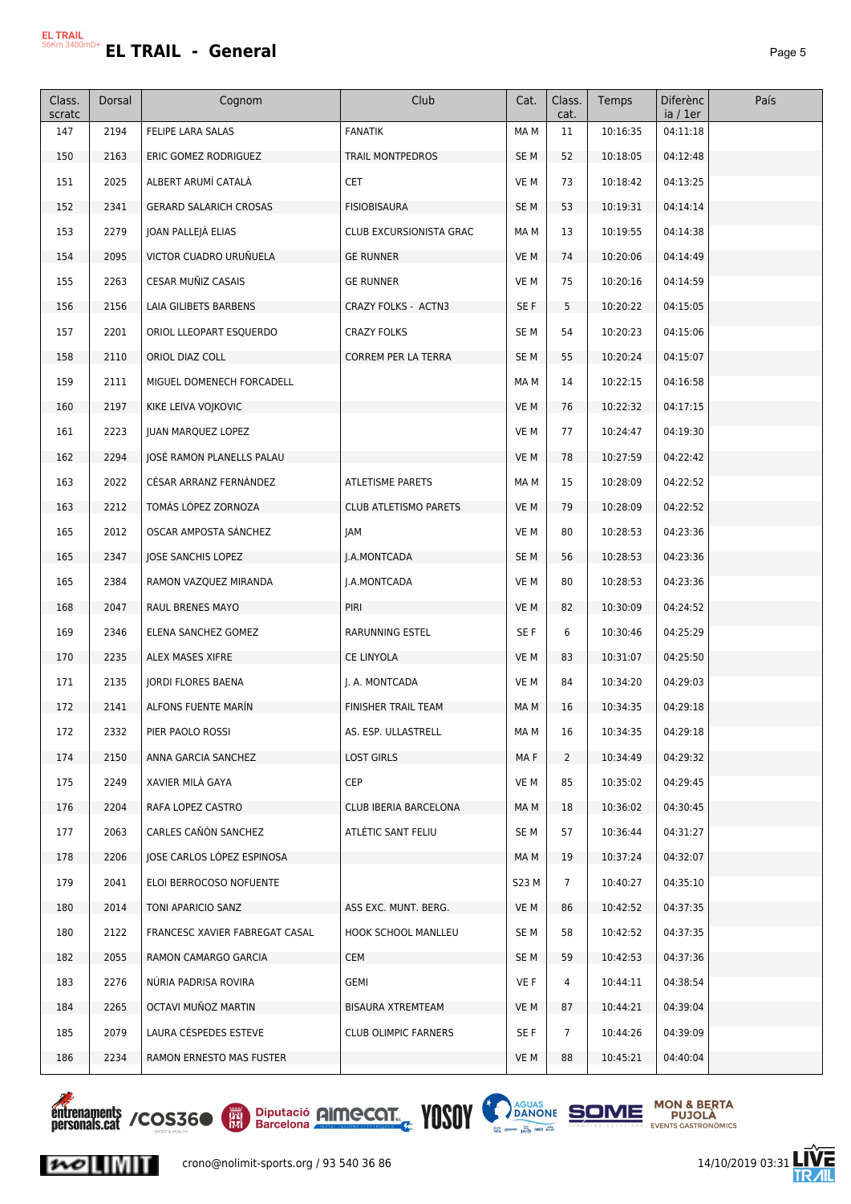# EL TRAIL - General

EL TRAIL 56Km 3400mD+

| Class. scratc | Dorsal | Cognom | Club | Cat. | Class. cat. | Temps | Diferència / 1er | País |
|---|---|---|---|---|---|---|---|---|
| 147 | 2194 | FELIPE LARA SALAS | FANATIK | MA M | 11 | 10:16:35 | 04:11:18 | |
| 150 | 2163 | ERIC GOMEZ RODRIGUEZ | TRAIL MONTPEDROS | SE M | 52 | 10:18:05 | 04:12:48 | |
| 151 | 2025 | ALBERT ARUMÍ CATALÀ | CET | VE M | 73 | 10:18:42 | 04:13:25 | |
| 152 | 2341 | GERARD SALARICH CROSAS | FISIOBISAURA | SE M | 53 | 10:19:31 | 04:14:14 | |
| 153 | 2279 | JOAN PALLEJÀ ELIAS | CLUB EXCURSIONISTA GRAC | MA M | 13 | 10:19:55 | 04:14:38 | |
| 154 | 2095 | VICTOR CUADRO URUÑUELA | GE RUNNER | VE M | 74 | 10:20:06 | 04:14:49 | |
| 155 | 2263 | CESAR MUÑIZ CASAIS | GE RUNNER | VE M | 75 | 10:20:16 | 04:14:59 | |
| 156 | 2156 | LAIA GILIBETS BARBENS | CRAZY FOLKS - ACTN3 | SE F | 5 | 10:20:22 | 04:15:05 | |
| 157 | 2201 | ORIOL LLEOPART ESQUERDO | CRAZY FOLKS | SE M | 54 | 10:20:23 | 04:15:06 | |
| 158 | 2110 | ORIOL DIAZ COLL | CORREM PER LA TERRA | SE M | 55 | 10:20:24 | 04:15:07 | |
| 159 | 2111 | MIGUEL DOMENECH FORCADELL | | MA M | 14 | 10:22:15 | 04:16:58 | |
| 160 | 2197 | KIKE LEIVA VOJKOVIC | | VE M | 76 | 10:22:32 | 04:17:15 | |
| 161 | 2223 | JUAN MARQUEZ LOPEZ | | VE M | 77 | 10:24:47 | 04:19:30 | |
| 162 | 2294 | JOSÉ RAMON PLANELLS PALAU | | VE M | 78 | 10:27:59 | 04:22:42 | |
| 163 | 2022 | CÉSAR ARRANZ FERNÀNDEZ | ATLETISME PARETS | MA M | 15 | 10:28:09 | 04:22:52 | |
| 163 | 2212 | TOMÁS LÓPEZ ZORNOZA | CLUB ATLETISMO PARETS | VE M | 79 | 10:28:09 | 04:22:52 | |
| 165 | 2012 | OSCAR AMPOSTA SÁNCHEZ | JAM | VE M | 80 | 10:28:53 | 04:23:36 | |
| 165 | 2347 | JOSE SANCHIS LOPEZ | J.A.MONTCADA | SE M | 56 | 10:28:53 | 04:23:36 | |
| 165 | 2384 | RAMON VAZQUEZ MIRANDA | J.A.MONTCADA | VE M | 80 | 10:28:53 | 04:23:36 | |
| 168 | 2047 | RAUL BRENES MAYO | PIRI | VE M | 82 | 10:30:09 | 04:24:52 | |
| 169 | 2346 | ELENA SANCHEZ GOMEZ | RARUNNING ESTEL | SE F | 6 | 10:30:46 | 04:25:29 | |
| 170 | 2235 | ALEX MASES XIFRE | CE LINYOLA | VE M | 83 | 10:31:07 | 04:25:50 | |
| 171 | 2135 | JORDI FLORES BAENA | J. A. MONTCADA | VE M | 84 | 10:34:20 | 04:29:03 | |
| 172 | 2141 | ALFONS FUENTE MARÍN | FINISHER TRAIL TEAM | MA M | 16 | 10:34:35 | 04:29:18 | |
| 172 | 2332 | PIER PAOLO ROSSI | AS. ESP. ULLASTRELL | MA M | 16 | 10:34:35 | 04:29:18 | |
| 174 | 2150 | ANNA GARCIA SANCHEZ | LOST GIRLS | MA F | 2 | 10:34:49 | 04:29:32 | |
| 175 | 2249 | XAVIER MILÀ GAYA | CEP | VE M | 85 | 10:35:02 | 04:29:45 | |
| 176 | 2204 | RAFA LOPEZ CASTRO | CLUB IBERIA BARCELONA | MA M | 18 | 10:36:02 | 04:30:45 | |
| 177 | 2063 | CARLES CAÑÓN SANCHEZ | ATLÈTIC SANT FELIU | SE M | 57 | 10:36:44 | 04:31:27 | |
| 178 | 2206 | JOSE CARLOS LÓPEZ ESPINOSA | | MA M | 19 | 10:37:24 | 04:32:07 | |
| 179 | 2041 | ELOI BERROCOSO NOFUENTE | | S23 M | 7 | 10:40:27 | 04:35:10 | |
| 180 | 2014 | TONI APARICIO SANZ | ASS EXC. MUNT. BERG. | VE M | 86 | 10:42:52 | 04:37:35 | |
| 180 | 2122 | FRANCESC XAVIER FABREGAT CASAL | HOOK SCHOOL MANLLEU | SE M | 58 | 10:42:52 | 04:37:35 | |
| 182 | 2055 | RAMON CAMARGO GARCIA | CEM | SE M | 59 | 10:42:53 | 04:37:36 | |
| 183 | 2276 | NÚRIA PADRISA ROVIRA | GEMI | VE F | 4 | 10:44:11 | 04:38:54 | |
| 184 | 2265 | OCTAVI MUÑOZ MARTIN | BISAURA XTREMTEAM | VE M | 87 | 10:44:21 | 04:39:04 | |
| 185 | 2079 | LAURA CÉSPEDES ESTEVE | CLUB OLIMPIC FARNERS | SE F | 7 | 10:44:26 | 04:39:09 | |
| 186 | 2234 | RAMON ERNESTO MAS FUSTER | | VE M | 88 | 10:45:21 | 04:40:04 | |

crono@nolimit-sports.org / 93 540 36 86

14/10/2019 03:31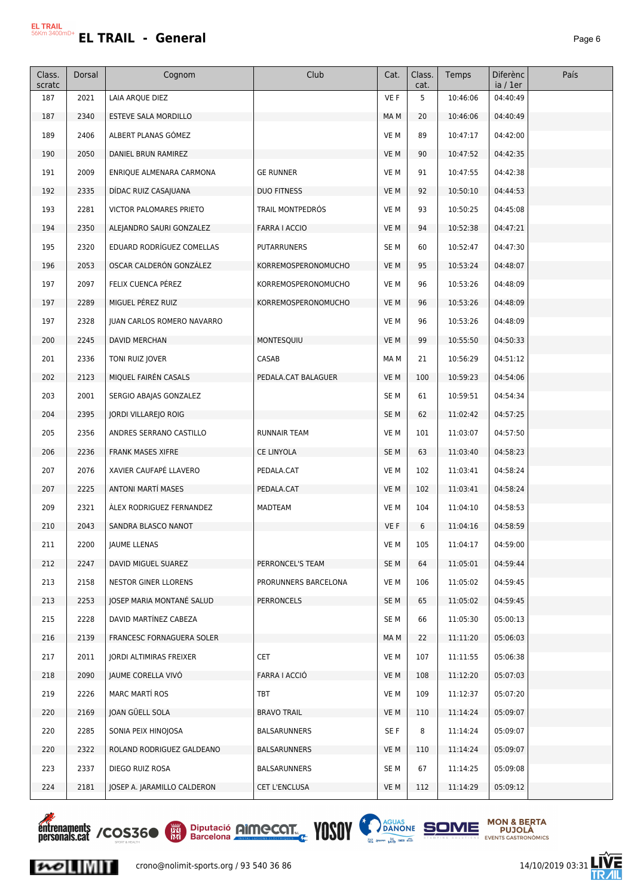# EL TRAIL - General

| Class. scratc | Dorsal | Cognom | Club | Cat. | Class. cat. | Temps | Diferència / 1er | País |
|---|---|---|---|---|---|---|---|---|
| 187 | 2021 | LAIA ARQUE DIEZ | | VE F | 5 | 10:46:06 | 04:40:49 | |
| 187 | 2340 | ESTEVE SALA MORDILLO | | MA M | 20 | 10:46:06 | 04:40:49 | |
| 189 | 2406 | ALBERT PLANAS GÓMEZ | | VE M | 89 | 10:47:17 | 04:42:00 | |
| 190 | 2050 | DANIEL BRUN RAMIREZ | | VE M | 90 | 10:47:52 | 04:42:35 | |
| 191 | 2009 | ENRIQUE ALMENARA CARMONA | GE RUNNER | VE M | 91 | 10:47:55 | 04:42:38 | |
| 192 | 2335 | DÍDAC RUIZ CASAJUANA | DUO FITNESS | VE M | 92 | 10:50:10 | 04:44:53 | |
| 193 | 2281 | VICTOR PALOMARES PRIETO | TRAIL MONTPEDRÓS | VE M | 93 | 10:50:25 | 04:45:08 | |
| 194 | 2350 | ALEJANDRO SAURI GONZALEZ | FARRA I ACCIO | VE M | 94 | 10:52:38 | 04:47:21 | |
| 195 | 2320 | EDUARD RODRÍGUEZ COMELLAS | PUTARRUNERS | SE M | 60 | 10:52:47 | 04:47:30 | |
| 196 | 2053 | OSCAR CALDERÓN GONZÁLEZ | KORREMOSPERONOMUCHO | VE M | 95 | 10:53:24 | 04:48:07 | |
| 197 | 2097 | FELIX CUENCA PÉREZ | KORREMOSPERONOMUCHO | VE M | 96 | 10:53:26 | 04:48:09 | |
| 197 | 2289 | MIGUEL PÉREZ RUIZ | KORREMOSPERONOMUCHO | VE M | 96 | 10:53:26 | 04:48:09 | |
| 197 | 2328 | JUAN CARLOS ROMERO NAVARRO | | VE M | 96 | 10:53:26 | 04:48:09 | |
| 200 | 2245 | DAVID MERCHAN | MONTESQUIU | VE M | 99 | 10:55:50 | 04:50:33 | |
| 201 | 2336 | TONI RUIZ JOVER | CASAB | MA M | 21 | 10:56:29 | 04:51:12 | |
| 202 | 2123 | MIQUEL FAIRÉN CASALS | PEDALA.CAT BALAGUER | VE M | 100 | 10:59:23 | 04:54:06 | |
| 203 | 2001 | SERGIO ABAJAS GONZALEZ | | SE M | 61 | 10:59:51 | 04:54:34 | |
| 204 | 2395 | JORDI VILLAREJO ROIG | | SE M | 62 | 11:02:42 | 04:57:25 | |
| 205 | 2356 | ANDRES SERRANO CASTILLO | RUNNAIR TEAM | VE M | 101 | 11:03:07 | 04:57:50 | |
| 206 | 2236 | FRANK MASES XIFRE | CE LINYOLA | SE M | 63 | 11:03:40 | 04:58:23 | |
| 207 | 2076 | XAVIER CAUFAPÉ LLAVERO | PEDALA.CAT | VE M | 102 | 11:03:41 | 04:58:24 | |
| 207 | 2225 | ANTONI MARTÍ MASES | PEDALA.CAT | VE M | 102 | 11:03:41 | 04:58:24 | |
| 209 | 2321 | ÀLEX RODRIGUEZ FERNANDEZ | MADTEAM | VE M | 104 | 11:04:10 | 04:58:53 | |
| 210 | 2043 | SANDRA BLASCO NANOT | | VE F | 6 | 11:04:16 | 04:58:59 | |
| 211 | 2200 | JAUME LLENAS | | VE M | 105 | 11:04:17 | 04:59:00 | |
| 212 | 2247 | DAVID MIGUEL SUAREZ | PERRONCEL'S TEAM | SE M | 64 | 11:05:01 | 04:59:44 | |
| 213 | 2158 | NESTOR GINER LLORENS | PRORUNNERS BARCELONA | VE M | 106 | 11:05:02 | 04:59:45 | |
| 213 | 2253 | JOSEP MARIA MONTANÉ SALUD | PERRONCELS | SE M | 65 | 11:05:02 | 04:59:45 | |
| 215 | 2228 | DAVID MARTÍNEZ CABEZA | | SE M | 66 | 11:05:30 | 05:00:13 | |
| 216 | 2139 | FRANCESC FORNAGUERA SOLER | | MA M | 22 | 11:11:20 | 05:06:03 | |
| 217 | 2011 | JORDI ALTIMIRAS FREIXER | CET | VE M | 107 | 11:11:55 | 05:06:38 | |
| 218 | 2090 | JAUME CORELLA VIVÓ | FARRA I ACCIÓ | VE M | 108 | 11:12:20 | 05:07:03 | |
| 219 | 2226 | MARC MARTÍ ROS | TBT | VE M | 109 | 11:12:37 | 05:07:20 | |
| 220 | 2169 | JOAN GÜELL SOLA | BRAVO TRAIL | VE M | 110 | 11:14:24 | 05:09:07 | |
| 220 | 2285 | SONIA PEIX HINOJOSA | BALSARUNNERS | SE F | 8 | 11:14:24 | 05:09:07 | |
| 220 | 2322 | ROLAND RODRIGUEZ GALDEANO | BALSARUNNERS | VE M | 110 | 11:14:24 | 05:09:07 | |
| 223 | 2337 | DIEGO RUIZ ROSA | BALSARUNNERS | SE M | 67 | 11:14:25 | 05:09:08 | |
| 224 | 2181 | JOSEP A. JARAMILLO CALDERON | CET L'ENCLUSA | VE M | 112 | 11:14:29 | 05:09:12 | |

crono@nolimit-sports.org / 93 540 36 86

14/10/2019 03:31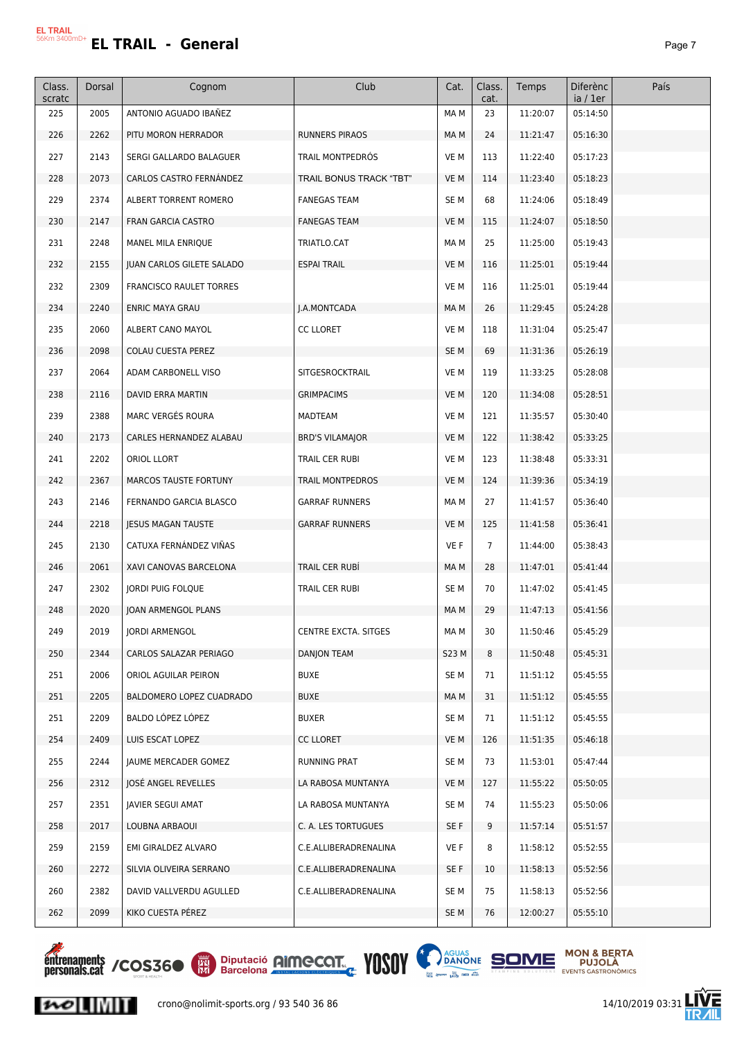# EL TRAIL - General

| Class. scratc | Dorsal | Cognom | Club | Cat. | Class. cat. | Temps | Diferència / 1er | País |
|---|---|---|---|---|---|---|---|---|
| 225 | 2005 | ANTONIO AGUADO IBAÑEZ | | MA M | 23 | 11:20:07 | 05:14:50 | |
| 226 | 2262 | PITU MORON HERRADOR | RUNNERS PIRAOS | MA M | 24 | 11:21:47 | 05:16:30 | |
| 227 | 2143 | SERGI GALLARDO BALAGUER | TRAIL MONTPEDRÓS | VE M | 113 | 11:22:40 | 05:17:23 | |
| 228 | 2073 | CARLOS CASTRO FERNÁNDEZ | TRAIL BONUS TRACK "TBT" | VE M | 114 | 11:23:40 | 05:18:23 | |
| 229 | 2374 | ALBERT TORRENT ROMERO | FANEGAS TEAM | SE M | 68 | 11:24:06 | 05:18:49 | |
| 230 | 2147 | FRAN GARCIA CASTRO | FANEGAS TEAM | VE M | 115 | 11:24:07 | 05:18:50 | |
| 231 | 2248 | MANEL MILA ENRIQUE | TRIATLO.CAT | MA M | 25 | 11:25:00 | 05:19:43 | |
| 232 | 2155 | JUAN CARLOS GILETE SALADO | ESPAI TRAIL | VE M | 116 | 11:25:01 | 05:19:44 | |
| 232 | 2309 | FRANCISCO RAULET TORRES | | VE M | 116 | 11:25:01 | 05:19:44 | |
| 234 | 2240 | ENRIC MAYA GRAU | J.A.MONTCADA | MA M | 26 | 11:29:45 | 05:24:28 | |
| 235 | 2060 | ALBERT CANO MAYOL | CC LLORET | VE M | 118 | 11:31:04 | 05:25:47 | |
| 236 | 2098 | COLAU CUESTA PEREZ | | SE M | 69 | 11:31:36 | 05:26:19 | |
| 237 | 2064 | ADAM CARBONELL VISO | SITGESROCKTRAIL | VE M | 119 | 11:33:25 | 05:28:08 | |
| 238 | 2116 | DAVID ERRA MARTIN | GRIMPACIMS | VE M | 120 | 11:34:08 | 05:28:51 | |
| 239 | 2388 | MARC VERGÉS ROURA | MADTEAM | VE M | 121 | 11:35:57 | 05:30:40 | |
| 240 | 2173 | CARLES HERNANDEZ ALABAU | BRD'S VILAMAJOR | VE M | 122 | 11:38:42 | 05:33:25 | |
| 241 | 2202 | ORIOL LLORT | TRAIL CER RUBI | VE M | 123 | 11:38:48 | 05:33:31 | |
| 242 | 2367 | MARCOS TAUSTE FORTUNY | TRAIL MONTPEDROS | VE M | 124 | 11:39:36 | 05:34:19 | |
| 243 | 2146 | FERNANDO GARCIA BLASCO | GARRAF RUNNERS | MA M | 27 | 11:41:57 | 05:36:40 | |
| 244 | 2218 | JESUS MAGAN TAUSTE | GARRAF RUNNERS | VE M | 125 | 11:41:58 | 05:36:41 | |
| 245 | 2130 | CATUXA FERNÁNDEZ VIÑAS | | VE F | 7 | 11:44:00 | 05:38:43 | |
| 246 | 2061 | XAVI CANOVAS BARCELONA | TRAIL CER RUBÍ | MA M | 28 | 11:47:01 | 05:41:44 | |
| 247 | 2302 | JORDI PUIG FOLQUE | TRAIL CER RUBI | SE M | 70 | 11:47:02 | 05:41:45 | |
| 248 | 2020 | JOAN ARMENGOL PLANS | | MA M | 29 | 11:47:13 | 05:41:56 | |
| 249 | 2019 | JORDI ARMENGOL | CENTRE EXCTA. SITGES | MA M | 30 | 11:50:46 | 05:45:29 | |
| 250 | 2344 | CARLOS SALAZAR PERIAGO | DANJON TEAM | S23 M | 8 | 11:50:48 | 05:45:31 | |
| 251 | 2006 | ORIOL AGUILAR PEIRON | BUXE | SE M | 71 | 11:51:12 | 05:45:55 | |
| 251 | 2205 | BALDOMERO LOPEZ CUADRADO | BUXE | MA M | 31 | 11:51:12 | 05:45:55 | |
| 251 | 2209 | BALDO LÓPEZ LÓPEZ | BUXER | SE M | 71 | 11:51:12 | 05:45:55 | |
| 254 | 2409 | LUIS ESCAT LOPEZ | CC LLORET | VE M | 126 | 11:51:35 | 05:46:18 | |
| 255 | 2244 | JAUME MERCADER GOMEZ | RUNNING PRAT | SE M | 73 | 11:53:01 | 05:47:44 | |
| 256 | 2312 | JOSÉ ANGEL REVELLES | LA RABOSA MUNTANYA | VE M | 127 | 11:55:22 | 05:50:05 | |
| 257 | 2351 | JAVIER SEGUI AMAT | LA RABOSA MUNTANYA | SE M | 74 | 11:55:23 | 05:50:06 | |
| 258 | 2017 | LOUBNA ARBAOUI | C. A. LES TORTUGUES | SE F | 9 | 11:57:14 | 05:51:57 | |
| 259 | 2159 | EMI GIRALDEZ ALVARO | C.E.ALLIBERADRENALINA | VE F | 8 | 11:58:12 | 05:52:55 | |
| 260 | 2272 | SILVIA OLIVEIRA SERRANO | C.E.ALLIBERADRENALINA | SE F | 10 | 11:58:13 | 05:52:56 | |
| 260 | 2382 | DAVID VALLVERDU AGULLED | C.E.ALLIBERADRENALINA | SE M | 75 | 11:58:13 | 05:52:56 | |
| 262 | 2099 | KIKO CUESTA PÉREZ | | SE M | 76 | 12:00:27 | 05:55:10 | |

crono@nolimit-sports.org / 93 540 36 86 — 14/10/2019 03:31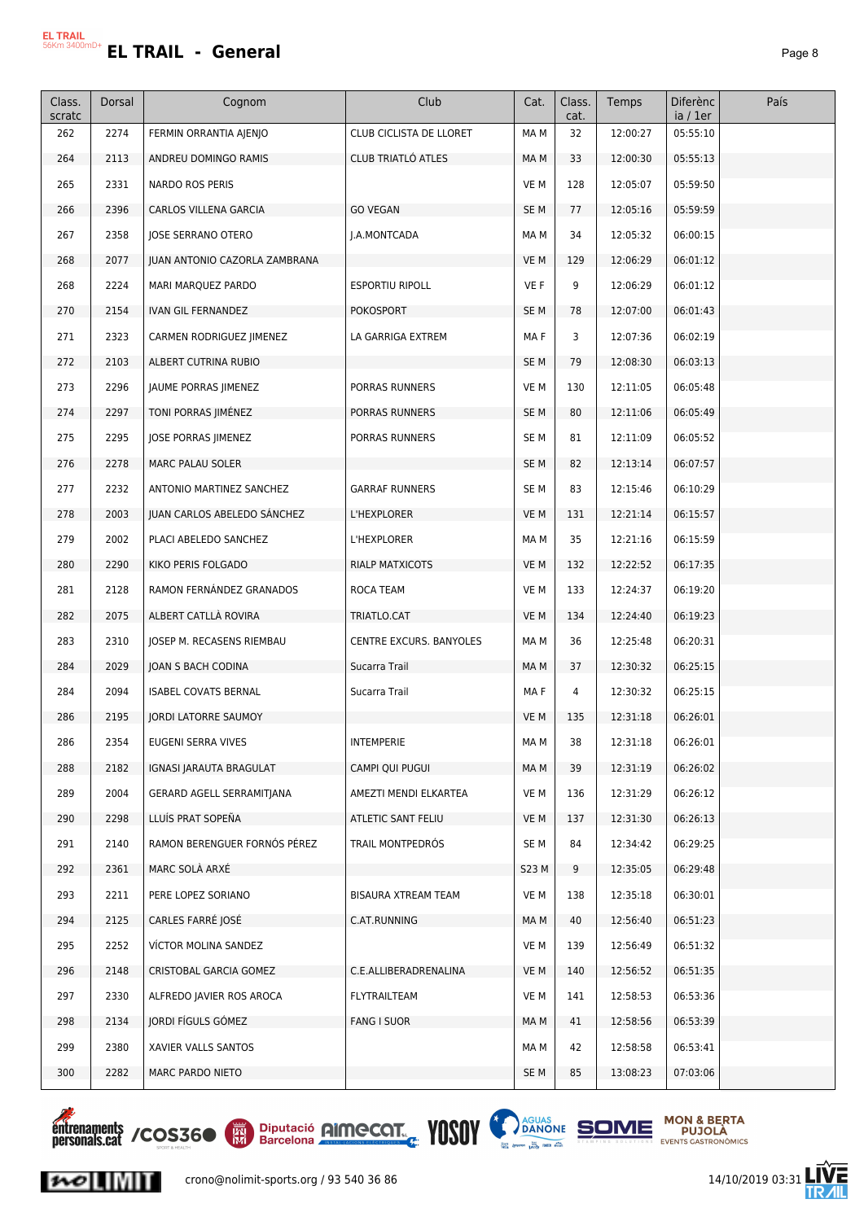# EL TRAIL - General

| Class. scratc | Dorsal | Cognom | Club | Cat. | Class. cat. | Temps | Diferència / 1er | País |
|---|---|---|---|---|---|---|---|---|
| 262 | 2274 | FERMIN ORRANTIA AJENJO | CLUB CICLISTA DE LLORET | MA M | 32 | 12:00:27 | 05:55:10 | |
| 264 | 2113 | ANDREU DOMINGO RAMIS | CLUB TRIATLÓ ATLES | MA M | 33 | 12:00:30 | 05:55:13 | |
| 265 | 2331 | NARDO ROS PERIS | | VE M | 128 | 12:05:07 | 05:59:50 | |
| 266 | 2396 | CARLOS VILLENA GARCIA | GO VEGAN | SE M | 77 | 12:05:16 | 05:59:59 | |
| 267 | 2358 | JOSE SERRANO OTERO | J.A.MONTCADA | MA M | 34 | 12:05:32 | 06:00:15 | |
| 268 | 2077 | JUAN ANTONIO CAZORLA ZAMBRANA | | VE M | 129 | 12:06:29 | 06:01:12 | |
| 268 | 2224 | MARI MARQUEZ PARDO | ESPORTIU RIPOLL | VE F | 9 | 12:06:29 | 06:01:12 | |
| 270 | 2154 | IVAN GIL FERNANDEZ | POKOSPORT | SE M | 78 | 12:07:00 | 06:01:43 | |
| 271 | 2323 | CARMEN RODRIGUEZ JIMENEZ | LA GARRIGA EXTREM | MA F | 3 | 12:07:36 | 06:02:19 | |
| 272 | 2103 | ALBERT CUTRINA RUBIO | | SE M | 79 | 12:08:30 | 06:03:13 | |
| 273 | 2296 | JAUME PORRAS JIMENEZ | PORRAS RUNNERS | VE M | 130 | 12:11:05 | 06:05:48 | |
| 274 | 2297 | TONI PORRAS JIMÉNEZ | PORRAS RUNNERS | SE M | 80 | 12:11:06 | 06:05:49 | |
| 275 | 2295 | JOSE PORRAS JIMENEZ | PORRAS RUNNERS | SE M | 81 | 12:11:09 | 06:05:52 | |
| 276 | 2278 | MARC PALAU SOLER | | SE M | 82 | 12:13:14 | 06:07:57 | |
| 277 | 2232 | ANTONIO MARTINEZ SANCHEZ | GARRAF RUNNERS | SE M | 83 | 12:15:46 | 06:10:29 | |
| 278 | 2003 | JUAN CARLOS ABELEDO SÁNCHEZ | L'HEXPLORER | VE M | 131 | 12:21:14 | 06:15:57 | |
| 279 | 2002 | PLACI ABELEDO SANCHEZ | L'HEXPLORER | MA M | 35 | 12:21:16 | 06:15:59 | |
| 280 | 2290 | KIKO PERIS FOLGADO | RIALP MATXICOTS | VE M | 132 | 12:22:52 | 06:17:35 | |
| 281 | 2128 | RAMON FERNÁNDEZ GRANADOS | ROCA TEAM | VE M | 133 | 12:24:37 | 06:19:20 | |
| 282 | 2075 | ALBERT CATLLÀ ROVIRA | TRIATLO.CAT | VE M | 134 | 12:24:40 | 06:19:23 | |
| 283 | 2310 | JOSEP M. RECASENS RIEMBAU | CENTRE EXCURS. BANYOLES | MA M | 36 | 12:25:48 | 06:20:31 | |
| 284 | 2029 | JOAN S BACH CODINA | Sucarra Trail | MA M | 37 | 12:30:32 | 06:25:15 | |
| 284 | 2094 | ISABEL COVATS BERNAL | Sucarra Trail | MA F | 4 | 12:30:32 | 06:25:15 | |
| 286 | 2195 | JORDI LATORRE SAUMOY | | VE M | 135 | 12:31:18 | 06:26:01 | |
| 286 | 2354 | EUGENI SERRA VIVES | INTEMPERIE | MA M | 38 | 12:31:18 | 06:26:01 | |
| 288 | 2182 | IGNASI JARAUTA BRAGULAT | CAMPI QUI PUGUI | MA M | 39 | 12:31:19 | 06:26:02 | |
| 289 | 2004 | GERARD AGELL SERRAMITJANA | AMEZTI MENDI ELKARTEA | VE M | 136 | 12:31:29 | 06:26:12 | |
| 290 | 2298 | LLUÍS PRAT SOPEÑA | ATLETIC SANT FELIU | VE M | 137 | 12:31:30 | 06:26:13 | |
| 291 | 2140 | RAMON BERENGUER FORNÓS PÉREZ | TRAIL MONTPEDRÓS | SE M | 84 | 12:34:42 | 06:29:25 | |
| 292 | 2361 | MARC SOLÀ ARXÉ | | S23 M | 9 | 12:35:05 | 06:29:48 | |
| 293 | 2211 | PERE LOPEZ SORIANO | BISAURA XTREAM TEAM | VE M | 138 | 12:35:18 | 06:30:01 | |
| 294 | 2125 | CARLES FARRÉ JOSÉ | C.AT.RUNNING | MA M | 40 | 12:56:40 | 06:51:23 | |
| 295 | 2252 | VÍCTOR MOLINA SANDEZ | | VE M | 139 | 12:56:49 | 06:51:32 | |
| 296 | 2148 | CRISTOBAL GARCIA GOMEZ | C.E.ALLIBERADRENALINA | VE M | 140 | 12:56:52 | 06:51:35 | |
| 297 | 2330 | ALFREDO JAVIER ROS AROCA | FLYTRAILTEAM | VE M | 141 | 12:58:53 | 06:53:36 | |
| 298 | 2134 | JORDI FÍGULS GÓMEZ | FANG I SUOR | MA M | 41 | 12:58:56 | 06:53:39 | |
| 299 | 2380 | XAVIER VALLS SANTOS | | MA M | 42 | 12:58:58 | 06:53:41 | |
| 300 | 2282 | MARC PARDO NIETO | | SE M | 85 | 13:08:23 | 07:03:06 | |

crono@nolimit-sports.org / 93 540 36 86 14/10/2019 03:31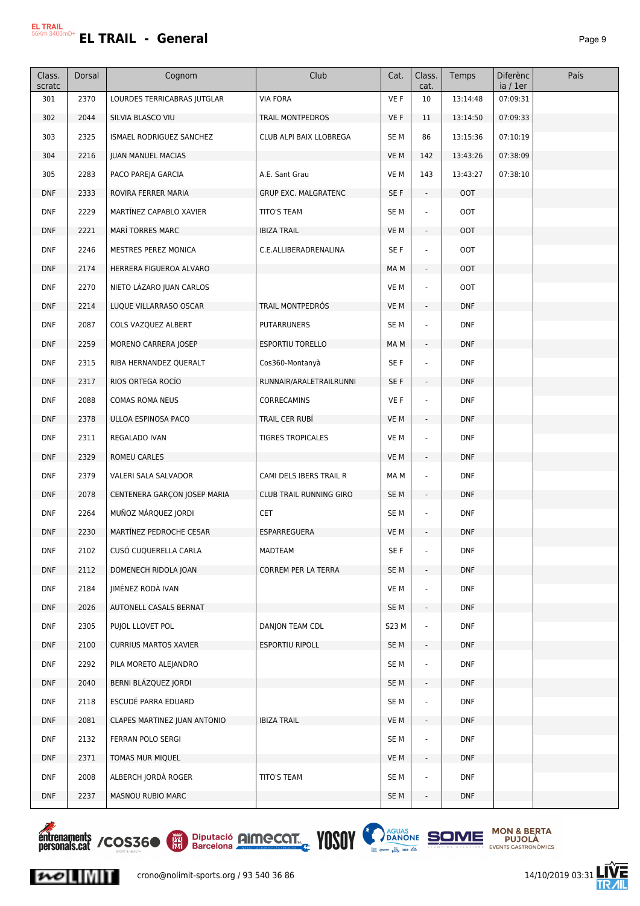# EL TRAIL - General

| Class. scratc | Dorsal | Cognom | Club | Cat. | Class. cat. | Temps | Diferència / 1er | País |
|---|---|---|---|---|---|---|---|---|
| 301 | 2370 | LOURDES TERRICABRAS JUTGLAR | VIA FORA | VE F | 10 | 13:14:48 | 07:09:31 | |
| 302 | 2044 | SILVIA BLASCO VIU | TRAIL MONTPEDROS | VE F | 11 | 13:14:50 | 07:09:33 | |
| 303 | 2325 | ISMAEL RODRIGUEZ SANCHEZ | CLUB ALPI BAIX LLOBREGA | SE M | 86 | 13:15:36 | 07:10:19 | |
| 304 | 2216 | JUAN MANUEL MACIAS | | VE M | 142 | 13:43:26 | 07:38:09 | |
| 305 | 2283 | PACO PAREJA GARCIA | A.E. Sant Grau | VE M | 143 | 13:43:27 | 07:38:10 | |
| DNF | 2333 | ROVIRA FERRER MARIA | GRUP EXC. MALGRATENC | SE F | - | OOT | | |
| DNF | 2229 | MARTÍNEZ CAPABLO XAVIER | TITO'S TEAM | SE M | - | OOT | | |
| DNF | 2221 | MARÍ TORRES MARC | IBIZA TRAIL | VE M | - | OOT | | |
| DNF | 2246 | MESTRES PEREZ MONICA | C.E.ALLIBERADRENALINA | SE F | - | OOT | | |
| DNF | 2174 | HERRERA FIGUEROA ALVARO | | MA M | - | OOT | | |
| DNF | 2270 | NIETO LÁZARO JUAN CARLOS | | VE M | - | OOT | | |
| DNF | 2214 | LUQUE VILLARRASO OSCAR | TRAIL MONTPEDRÓS | VE M | - | DNF | | |
| DNF | 2087 | COLS VAZQUEZ ALBERT | PUTARRUNERS | SE M | - | DNF | | |
| DNF | 2259 | MORENO CARRERA JOSEP | ESPORTIU TORELLO | MA M | - | DNF | | |
| DNF | 2315 | RIBA HERNANDEZ QUERALT | Cos360-Montanyà | SE F | - | DNF | | |
| DNF | 2317 | RIOS ORTEGA ROCÍO | RUNNAIR/ARALETRAILRUNNI | SE F | - | DNF | | |
| DNF | 2088 | COMAS ROMA NEUS | CORRECAMINS | VE F | - | DNF | | |
| DNF | 2378 | ULLOA ESPINOSA PACO | TRAIL CER RUBÍ | VE M | - | DNF | | |
| DNF | 2311 | REGALADO IVAN | TIGRES TROPICALES | VE M | - | DNF | | |
| DNF | 2329 | ROMEU CARLES | | VE M | - | DNF | | |
| DNF | 2379 | VALERI SALA SALVADOR | CAMI DELS IBERS TRAIL R | MA M | - | DNF | | |
| DNF | 2078 | CENTENERA GARÇON JOSEP MARIA | CLUB TRAIL RUNNING GIRO | SE M | - | DNF | | |
| DNF | 2264 | MUÑOZ MÁRQUEZ JORDI | CET | SE M | - | DNF | | |
| DNF | 2230 | MARTÍNEZ PEDROCHE CESAR | ESPARREGUERA | VE M | - | DNF | | |
| DNF | 2102 | CUSÓ CUQUERELLA CARLA | MADTEAM | SE F | - | DNF | | |
| DNF | 2112 | DOMENECH RIDOLA JOAN | CORREM PER LA TERRA | SE M | - | DNF | | |
| DNF | 2184 | JIMÉNEZ RODÀ IVAN | | VE M | - | DNF | | |
| DNF | 2026 | AUTONELL CASALS BERNAT | | SE M | - | DNF | | |
| DNF | 2305 | PUJOL LLOVET POL | DANJON TEAM CDL | S23 M | - | DNF | | |
| DNF | 2100 | CURRIUS MARTOS XAVIER | ESPORTIU RIPOLL | SE M | - | DNF | | |
| DNF | 2292 | PILA MORETO ALEJANDRO | | SE M | - | DNF | | |
| DNF | 2040 | BERNI BLÁZQUEZ JORDI | | SE M | - | DNF | | |
| DNF | 2118 | ESCUDÉ PARRA EDUARD | | SE M | - | DNF | | |
| DNF | 2081 | CLAPES MARTINEZ JUAN ANTONIO | IBIZA TRAIL | VE M | - | DNF | | |
| DNF | 2132 | FERRAN POLO SERGI | | SE M | - | DNF | | |
| DNF | 2371 | TOMAS MUR MIQUEL | | VE M | - | DNF | | |
| DNF | 2008 | ALBERCH JORDÀ ROGER | TITO'S TEAM | SE M | - | DNF | | |
| DNF | 2237 | MASNOU RUBIO MARC | | SE M | - | DNF | | |

crono@nolimit-sports.org / 93 540 36 86

14/10/2019 03:31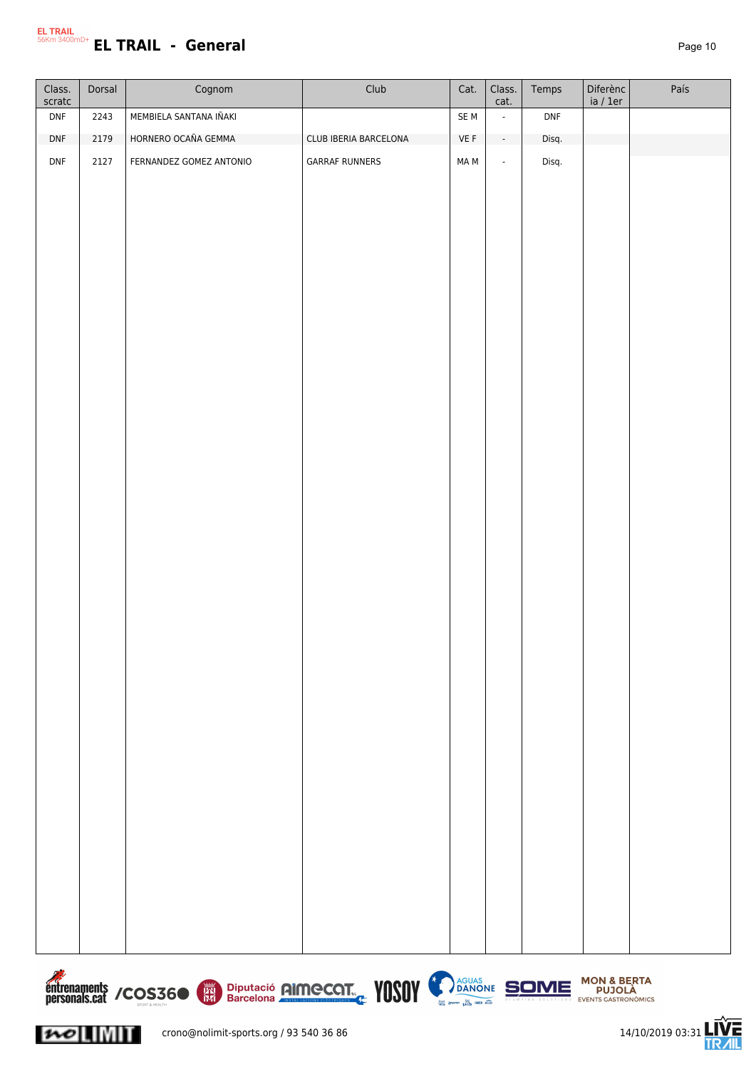# EL TRAIL - General

EL TRAIL
56Km 3400mD+

| Class. scratc | Dorsal | Cognom | Club | Cat. | Class. cat. | Temps | Diferència / 1er | País |
|---|---|---|---|---|---|---|---|---|
| DNF | 2243 | MEMBIELA SANTANA IÑAKI | | SE M | - | DNF | | |
| DNF | 2179 | HORNERO OCAÑA GEMMA | CLUB IBERIA BARCELONA | VE F | - | Disq. | | |
| DNF | 2127 | FERNANDEZ GOMEZ ANTONIO | GARRAF RUNNERS | MA M | - | Disq. | | |

crono@nolimit-sports.org / 93 540 36 86

14/10/2019 03:31